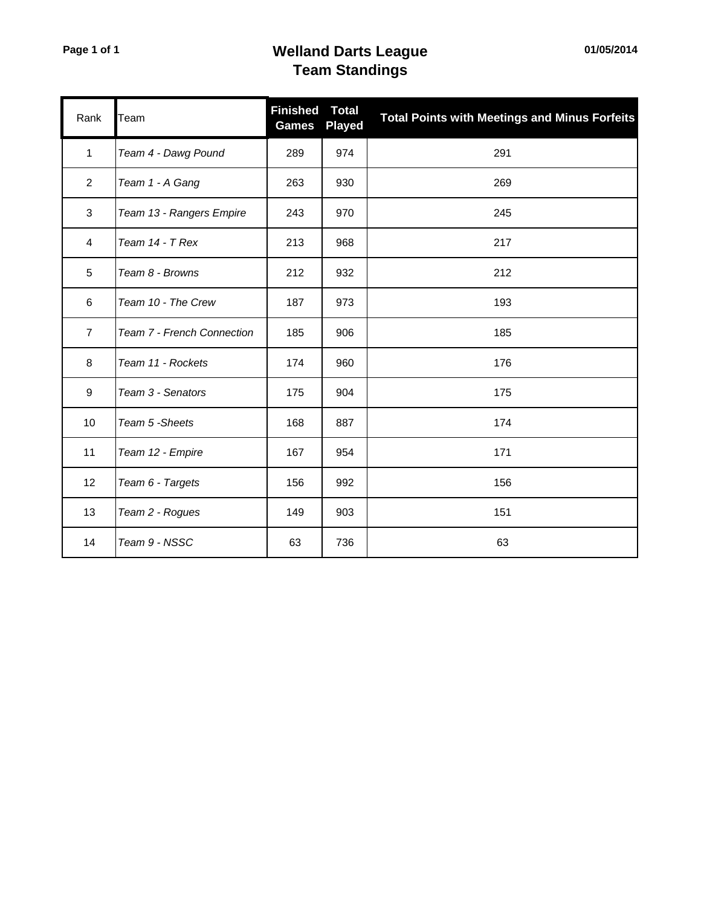# Welland Darts League
## Team Standings

01/05/2014

| Rank | Team | Finished Games | Total Played | Total Points with Meetings and Minus Forfeits |
|---|---|---|---|---|
| 1 | *Team 4 - Dawg Pound* | 289 | 974 | 291 |
| 2 | *Team 1 - A Gang* | 263 | 930 | 269 |
| 3 | *Team 13 - Rangers Empire* | 243 | 970 | 245 |
| 4 | *Team 14 - T Rex* | 213 | 968 | 217 |
| 5 | *Team 8 - Browns* | 212 | 932 | 212 |
| 6 | *Team 10 - The Crew* | 187 | 973 | 193 |
| 7 | *Team 7 - French Connection* | 185 | 906 | 185 |
| 8 | *Team 11 - Rockets* | 174 | 960 | 176 |
| 9 | *Team 3 - Senators* | 175 | 904 | 175 |
| 10 | *Team 5 -Sheets* | 168 | 887 | 174 |
| 11 | *Team 12 - Empire* | 167 | 954 | 171 |
| 12 | *Team 6 - Targets* | 156 | 992 | 156 |
| 13 | *Team 2 - Rogues* | 149 | 903 | 151 |
| 14 | *Team 9 - NSSC* | 63 | 736 | 63 |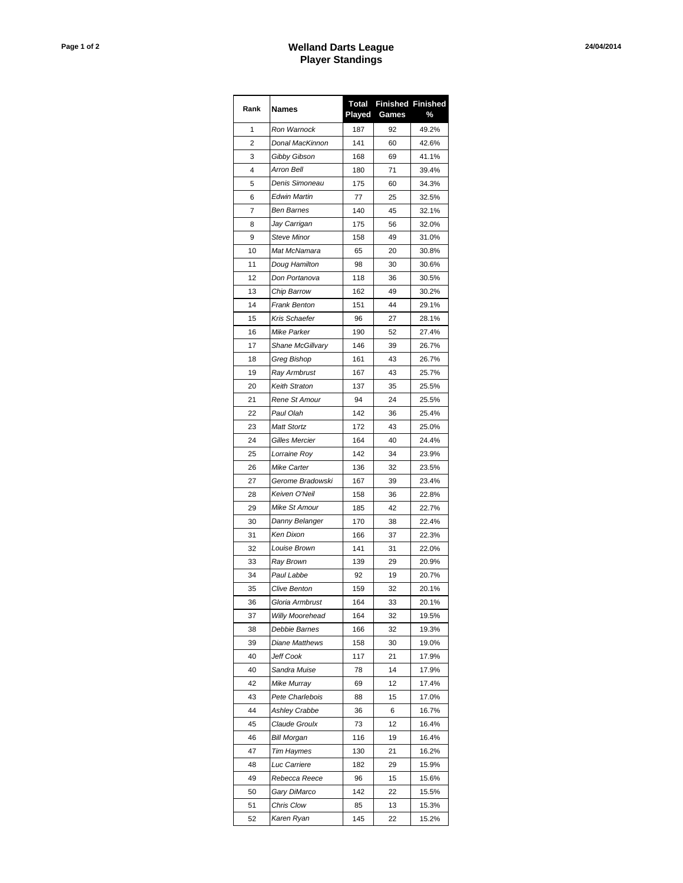# Welland Darts League
## Player Standings

| Rank | Names | Total Played | Finished Games | Finished % |
|---|---|---|---|---|
| 1 | *Ron Warnock* | 187 | 92 | 49.2% |
| 2 | *Donal MacKinnon* | 141 | 60 | 42.6% |
| 3 | *Gibby Gibson* | 168 | 69 | 41.1% |
| 4 | *Arron Bell* | 180 | 71 | 39.4% |
| 5 | *Denis Simoneau* | 175 | 60 | 34.3% |
| 6 | *Edwin Martin* | 77 | 25 | 32.5% |
| 7 | *Ben Barnes* | 140 | 45 | 32.1% |
| 8 | *Jay Carrigan* | 175 | 56 | 32.0% |
| 9 | *Steve Minor* | 158 | 49 | 31.0% |
| 10 | *Mat McNamara* | 65 | 20 | 30.8% |
| 11 | *Doug Hamilton* | 98 | 30 | 30.6% |
| 12 | *Don Portanova* | 118 | 36 | 30.5% |
| 13 | *Chip Barrow* | 162 | 49 | 30.2% |
| 14 | *Frank Benton* | 151 | 44 | 29.1% |
| 15 | *Kris Schaefer* | 96 | 27 | 28.1% |
| 16 | *Mike Parker* | 190 | 52 | 27.4% |
| 17 | *Shane McGillvary* | 146 | 39 | 26.7% |
| 18 | *Greg Bishop* | 161 | 43 | 26.7% |
| 19 | *Ray Armbrust* | 167 | 43 | 25.7% |
| 20 | *Keith Straton* | 137 | 35 | 25.5% |
| 21 | *Rene St Amour* | 94 | 24 | 25.5% |
| 22 | *Paul Olah* | 142 | 36 | 25.4% |
| 23 | *Matt Stortz* | 172 | 43 | 25.0% |
| 24 | *Gilles Mercier* | 164 | 40 | 24.4% |
| 25 | *Lorraine Roy* | 142 | 34 | 23.9% |
| 26 | *Mike Carter* | 136 | 32 | 23.5% |
| 27 | *Gerome Bradowski* | 167 | 39 | 23.4% |
| 28 | *Keiven O'Neil* | 158 | 36 | 22.8% |
| 29 | *Mike St Amour* | 185 | 42 | 22.7% |
| 30 | *Danny Belanger* | 170 | 38 | 22.4% |
| 31 | *Ken Dixon* | 166 | 37 | 22.3% |
| 32 | *Louise Brown* | 141 | 31 | 22.0% |
| 33 | *Ray Brown* | 139 | 29 | 20.9% |
| 34 | *Paul Labbe* | 92 | 19 | 20.7% |
| 35 | *Clive Benton* | 159 | 32 | 20.1% |
| 36 | *Gloria Armbrust* | 164 | 33 | 20.1% |
| 37 | *Willy Moorehead* | 164 | 32 | 19.5% |
| 38 | *Debbie Barnes* | 166 | 32 | 19.3% |
| 39 | *Diane Matthews* | 158 | 30 | 19.0% |
| 40 | *Jeff Cook* | 117 | 21 | 17.9% |
| 40 | *Sandra Muise* | 78 | 14 | 17.9% |
| 42 | *Mike Murray* | 69 | 12 | 17.4% |
| 43 | *Pete Charlebois* | 88 | 15 | 17.0% |
| 44 | *Ashley Crabbe* | 36 | 6 | 16.7% |
| 45 | *Claude Groulx* | 73 | 12 | 16.4% |
| 46 | *Bill Morgan* | 116 | 19 | 16.4% |
| 47 | *Tim Haymes* | 130 | 21 | 16.2% |
| 48 | *Luc Carriere* | 182 | 29 | 15.9% |
| 49 | *Rebecca Reece* | 96 | 15 | 15.6% |
| 50 | *Gary DiMarco* | 142 | 22 | 15.5% |
| 51 | *Chris Clow* | 85 | 13 | 15.3% |
| 52 | *Karen Ryan* | 145 | 22 | 15.2% |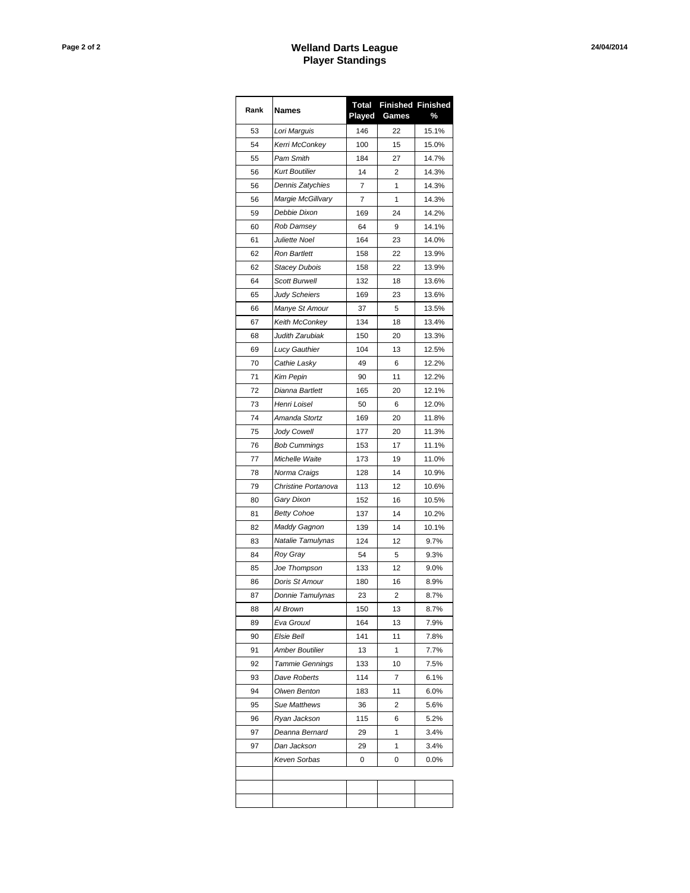# Welland Darts League
## Player Standings

| Rank | Names | Total Played | Finished Games | Finished % |
|---|---|---|---|---|
| 53 | *Lori Marguis* | 146 | 22 | 15.1% |
| 54 | *Kerri McConkey* | 100 | 15 | 15.0% |
| 55 | *Pam Smith* | 184 | 27 | 14.7% |
| 56 | *Kurt Boutilier* | 14 | 2 | 14.3% |
| 56 | *Dennis Zatychies* | 7 | 1 | 14.3% |
| 56 | *Margie McGillvary* | 7 | 1 | 14.3% |
| 59 | *Debbie Dixon* | 169 | 24 | 14.2% |
| 60 | *Rob Damsey* | 64 | 9 | 14.1% |
| 61 | *Juliette Noel* | 164 | 23 | 14.0% |
| 62 | *Ron Bartlett* | 158 | 22 | 13.9% |
| 62 | *Stacey Dubois* | 158 | 22 | 13.9% |
| 64 | *Scott Burwell* | 132 | 18 | 13.6% |
| 65 | *Judy Scheiers* | 169 | 23 | 13.6% |
| 66 | *Manye St Amour* | 37 | 5 | 13.5% |
| 67 | *Keith McConkey* | 134 | 18 | 13.4% |
| 68 | *Judith Zarubiak* | 150 | 20 | 13.3% |
| 69 | *Lucy Gauthier* | 104 | 13 | 12.5% |
| 70 | *Cathie Lasky* | 49 | 6 | 12.2% |
| 71 | *Kim Pepin* | 90 | 11 | 12.2% |
| 72 | *Dianna Bartlett* | 165 | 20 | 12.1% |
| 73 | *Henri Loisel* | 50 | 6 | 12.0% |
| 74 | *Amanda Stortz* | 169 | 20 | 11.8% |
| 75 | *Jody Cowell* | 177 | 20 | 11.3% |
| 76 | *Bob Cummings* | 153 | 17 | 11.1% |
| 77 | *Michelle Waite* | 173 | 19 | 11.0% |
| 78 | *Norma Craigs* | 128 | 14 | 10.9% |
| 79 | *Christine Portanova* | 113 | 12 | 10.6% |
| 80 | *Gary Dixon* | 152 | 16 | 10.5% |
| 81 | *Betty Cohoe* | 137 | 14 | 10.2% |
| 82 | *Maddy Gagnon* | 139 | 14 | 10.1% |
| 83 | *Natalie Tamulynas* | 124 | 12 | 9.7% |
| 84 | *Roy Gray* | 54 | 5 | 9.3% |
| 85 | *Joe Thompson* | 133 | 12 | 9.0% |
| 86 | *Doris St Amour* | 180 | 16 | 8.9% |
| 87 | *Donnie Tamulynas* | 23 | 2 | 8.7% |
| 88 | *Al Brown* | 150 | 13 | 8.7% |
| 89 | *Eva Grouxl* | 164 | 13 | 7.9% |
| 90 | *Elsie Bell* | 141 | 11 | 7.8% |
| 91 | *Amber Boutilier* | 13 | 1 | 7.7% |
| 92 | *Tammie Gennings* | 133 | 10 | 7.5% |
| 93 | *Dave Roberts* | 114 | 7 | 6.1% |
| 94 | *Olwen Benton* | 183 | 11 | 6.0% |
| 95 | *Sue Matthews* | 36 | 2 | 5.6% |
| 96 | *Ryan Jackson* | 115 | 6 | 5.2% |
| 97 | *Deanna Bernard* | 29 | 1 | 3.4% |
| 97 | *Dan Jackson* | 29 | 1 | 3.4% |
| | *Keven Sorbas* | 0 | 0 | 0.0% |
| | | | | |
| | | | | |
| | | | | |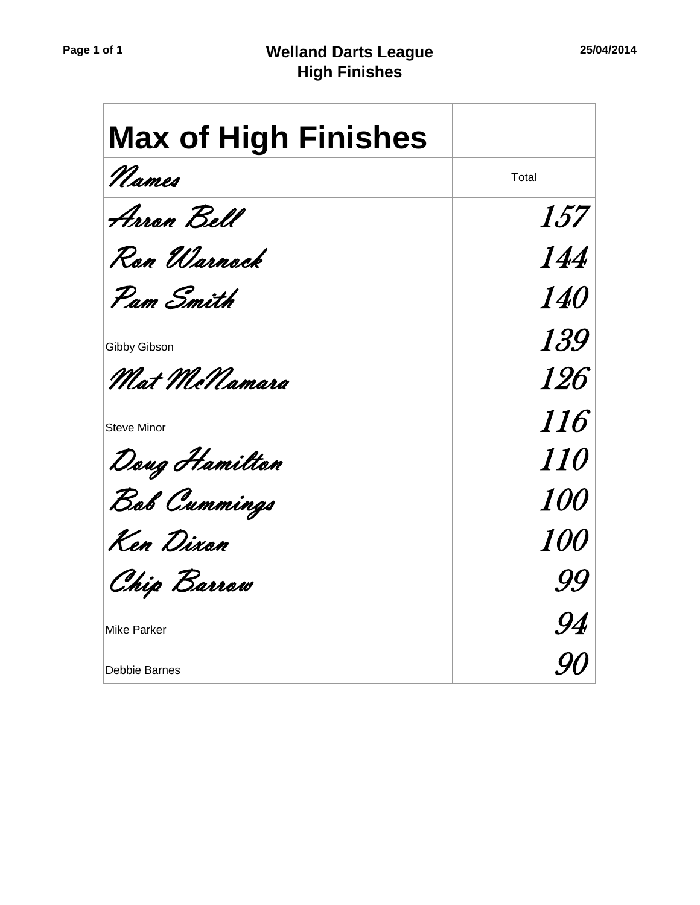# Welland Darts League
## High Finishes

| Max of High Finishes | |
|---|---|
| Names | Total |
| Arron Bell | 157 |
| Ron Warnock | 144 |
| Pam Smith | 140 |
| Gibby Gibson | 139 |
| Mat McNamara | 126 |
| Steve Minor | 116 |
| Doug Hamilton | 110 |
| Bob Cummings | 100 |
| Ken Dixon | 100 |
| Chip Barrow | 99 |
| Mike Parker | 94 |
| Debbie Barnes | 90 |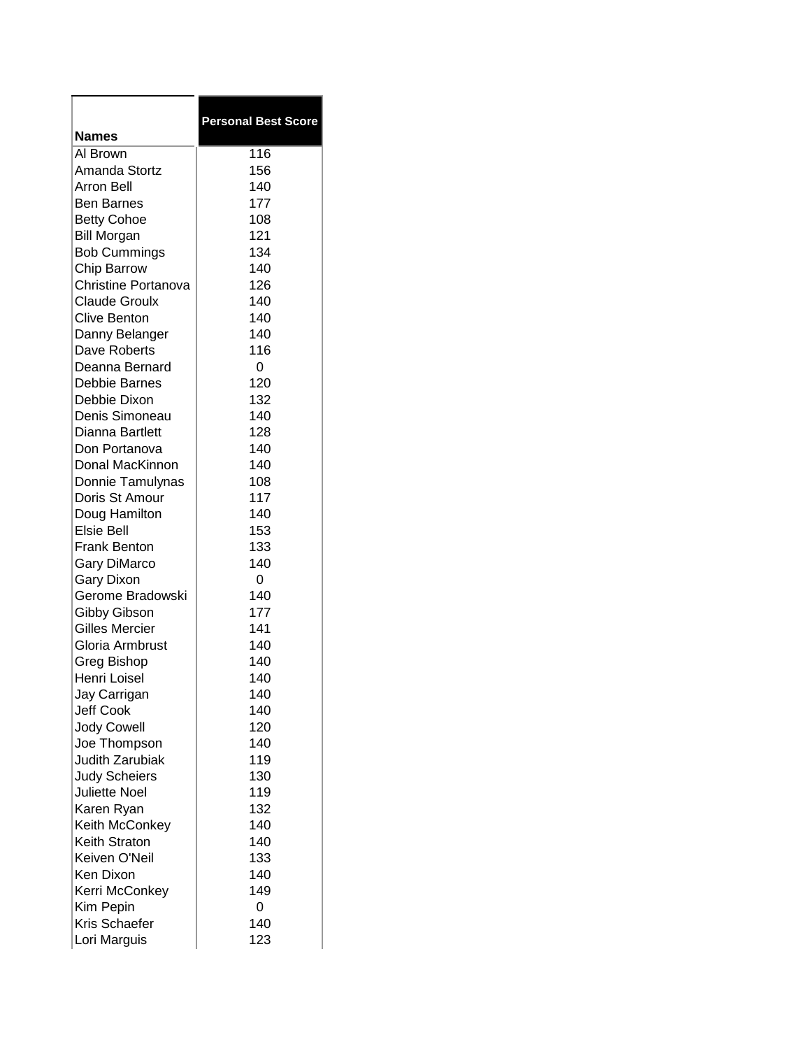| Names | Personal Best Score |
|---|---|
| Al Brown | 116 |
| Amanda Stortz | 156 |
| Arron Bell | 140 |
| Ben Barnes | 177 |
| Betty Cohoe | 108 |
| Bill Morgan | 121 |
| Bob Cummings | 134 |
| Chip Barrow | 140 |
| Christine Portanova | 126 |
| Claude Groulx | 140 |
| Clive Benton | 140 |
| Danny Belanger | 140 |
| Dave Roberts | 116 |
| Deanna Bernard | 0 |
| Debbie Barnes | 120 |
| Debbie Dixon | 132 |
| Denis Simoneau | 140 |
| Dianna Bartlett | 128 |
| Don Portanova | 140 |
| Donal MacKinnon | 140 |
| Donnie Tamulynas | 108 |
| Doris St Amour | 117 |
| Doug Hamilton | 140 |
| Elsie Bell | 153 |
| Frank Benton | 133 |
| Gary DiMarco | 140 |
| Gary Dixon | 0 |
| Gerome Bradowski | 140 |
| Gibby Gibson | 177 |
| Gilles Mercier | 141 |
| Gloria Armbrust | 140 |
| Greg Bishop | 140 |
| Henri Loisel | 140 |
| Jay Carrigan | 140 |
| Jeff Cook | 140 |
| Jody Cowell | 120 |
| Joe Thompson | 140 |
| Judith Zarubiak | 119 |
| Judy Scheiers | 130 |
| Juliette Noel | 119 |
| Karen Ryan | 132 |
| Keith McConkey | 140 |
| Keith Straton | 140 |
| Keiven O'Neil | 133 |
| Ken Dixon | 140 |
| Kerri McConkey | 149 |
| Kim Pepin | 0 |
| Kris Schaefer | 140 |
| Lori Marguis | 123 |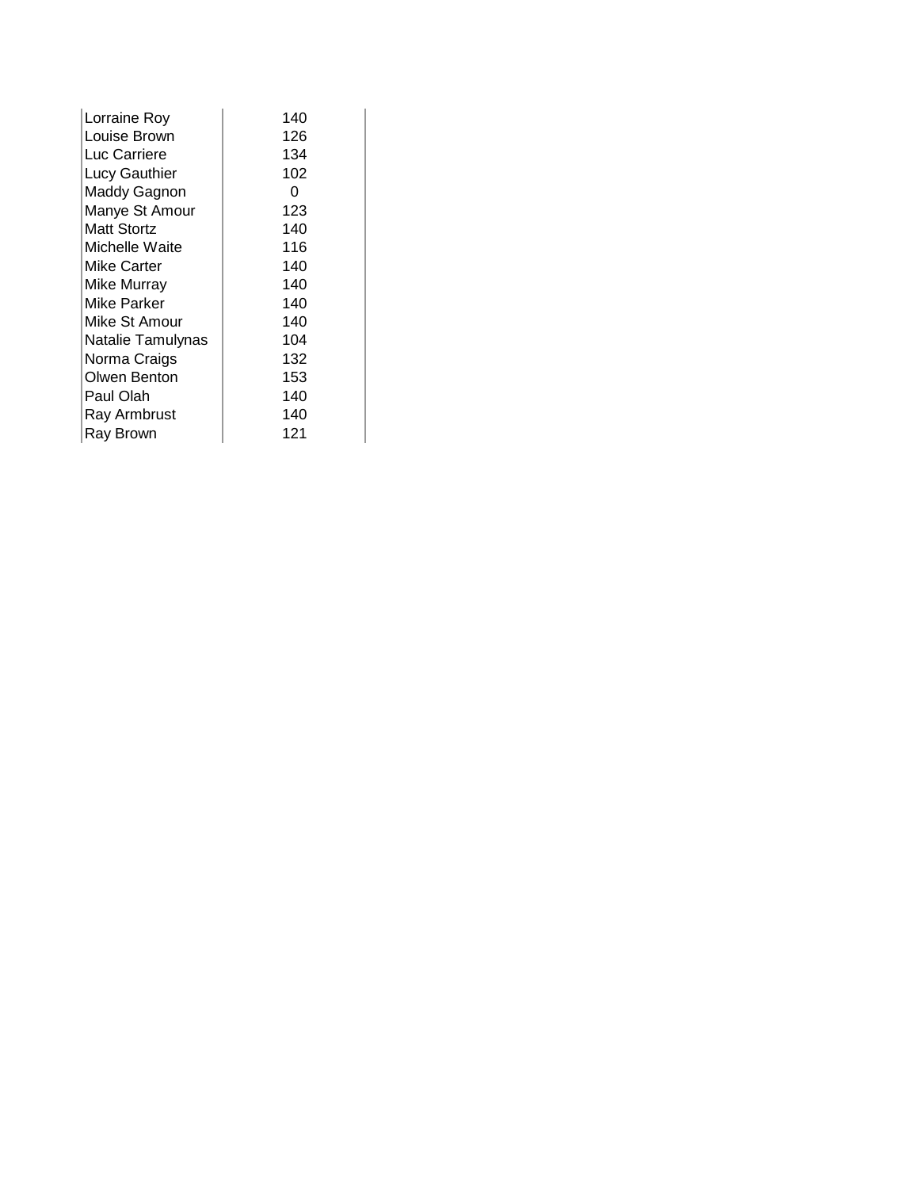| | |
|---|---|
| Lorraine Roy | 140 |
| Louise Brown | 126 |
| Luc Carriere | 134 |
| Lucy Gauthier | 102 |
| Maddy Gagnon | 0 |
| Manye St Amour | 123 |
| Matt Stortz | 140 |
| Michelle Waite | 116 |
| Mike Carter | 140 |
| Mike Murray | 140 |
| Mike Parker | 140 |
| Mike St Amour | 140 |
| Natalie Tamulynas | 104 |
| Norma Craigs | 132 |
| Olwen Benton | 153 |
| Paul Olah | 140 |
| Ray Armbrust | 140 |
| Ray Brown | 121 |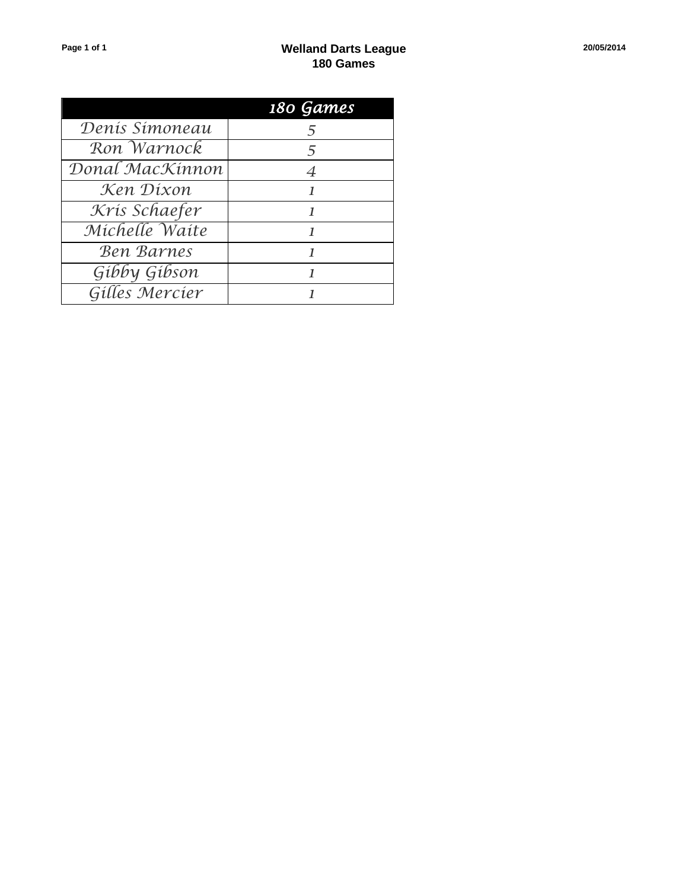# Welland Darts League
## 180 Games

| | 180 Games |
|---|---|
| Denis Simoneau | 5 |
| Ron Warnock | 5 |
| Donal MacKinnon | 4 |
| Ken Dixon | 1 |
| Kris Schaefer | 1 |
| Michelle Waite | 1 |
| Ben Barnes | 1 |
| Gibby Gibson | 1 |
| Gilles Mercier | 1 |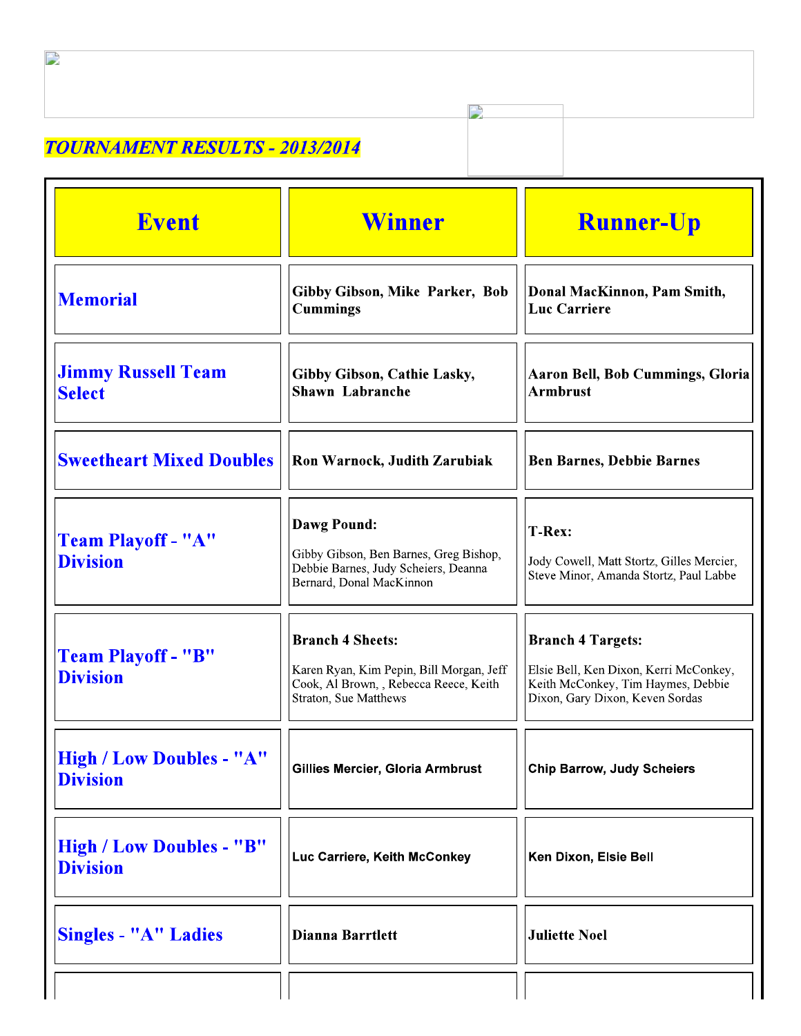***TOURNAMENT RESULTS - 2013/2014***

| Event | Winner | Runner-Up |
| --- | --- | --- |
| Memorial | Gibby Gibson, Mike Parker, Bob Cummings | Donal MacKinnon, Pam Smith, Luc Carriere |
| Jimmy Russell Team Select | Gibby Gibson, Cathie Lasky, Shawn Labranche | Aaron Bell, Bob Cummings, Gloria Armbrust |
| Sweetheart Mixed Doubles | Ron Warnock, Judith Zarubiak | Ben Barnes, Debbie Barnes |
| Team Playoff - "A" Division | **Dawg Pound:** Gibby Gibson, Ben Barnes, Greg Bishop, Debbie Barnes, Judy Scheiers, Deanna Bernard, Donal MacKinnon | **T-Rex:** Jody Cowell, Matt Stortz, Gilles Mercier, Steve Minor, Amanda Stortz, Paul Labbe |
| Team Playoff - "B" Division | **Branch 4 Sheets:** Karen Ryan, Kim Pepin, Bill Morgan, Jeff Cook, Al Brown, , Rebecca Reece, Keith Straton, Sue Matthews | **Branch 4 Targets:** Elsie Bell, Ken Dixon, Kerri McConkey, Keith McConkey, Tim Haymes, Debbie Dixon, Gary Dixon, Keven Sordas |
| High / Low Doubles - "A" Division | Gillies Mercier, Gloria Armbrust | Chip Barrow, Judy Scheiers |
| High / Low Doubles - "B" Division | Luc Carriere, Keith McConkey | Ken Dixon, Elsie Bell |
| Singles - "A" Ladies | Dianna Barrtlett | Juliette Noel |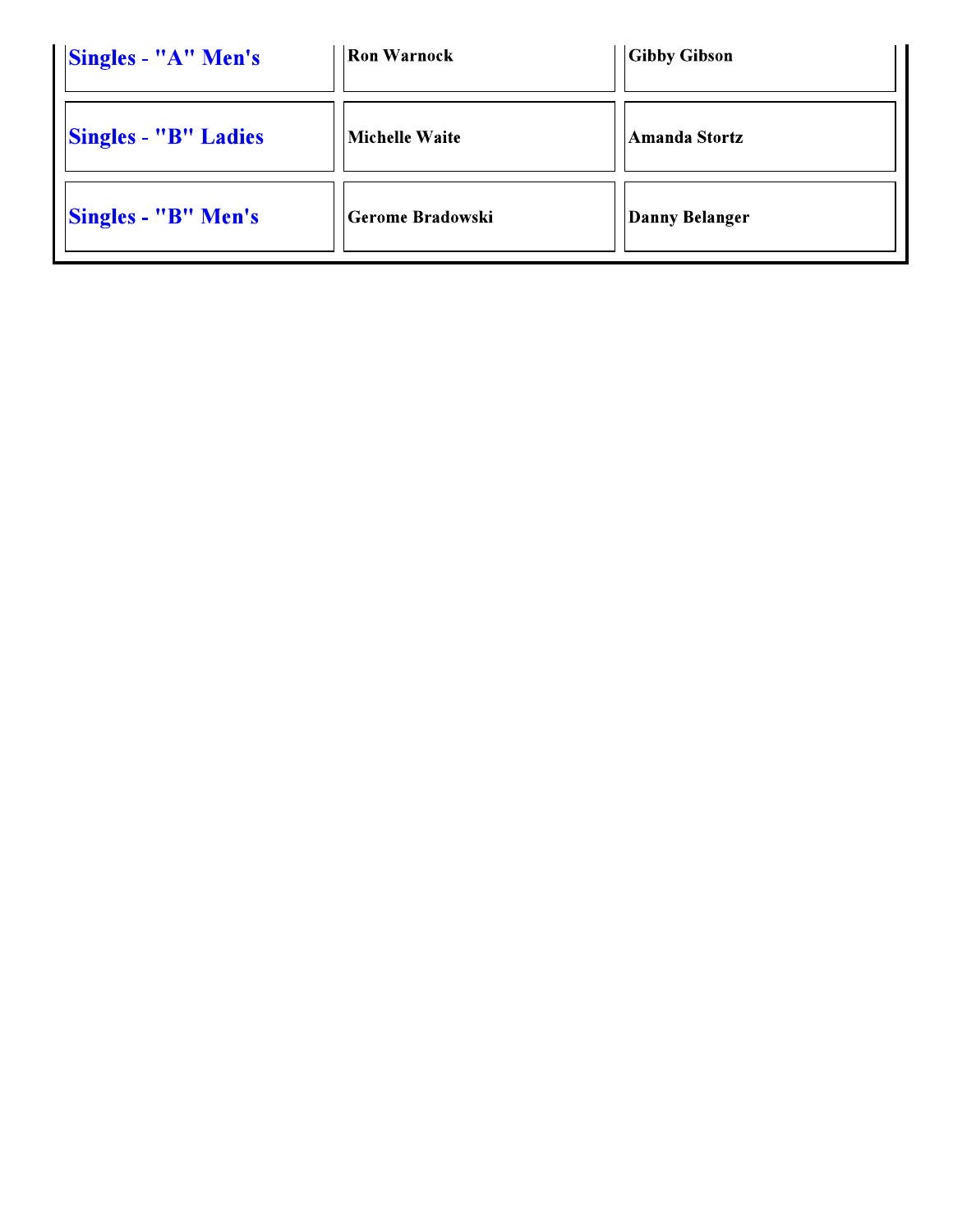| | | |
|---|---|---|
| **Singles - "A" Men's** | **Ron Warnock** | **Gibby Gibson** |
| **Singles - "B" Ladies** | **Michelle Waite** | **Amanda Stortz** |
| **Singles - "B" Men's** | **Gerome Bradowski** | **Danny Belanger** |